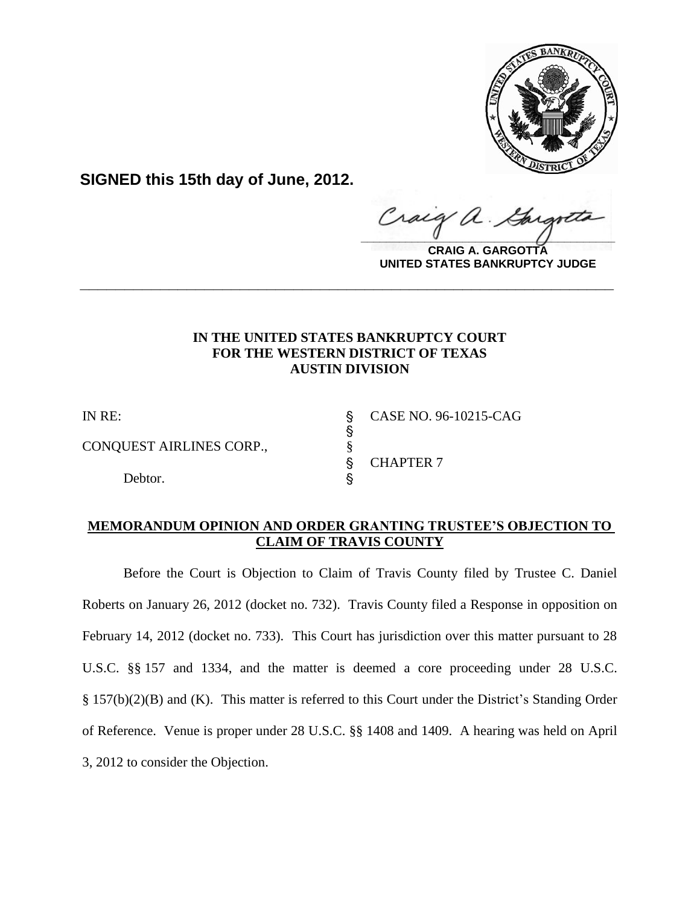**SIGNED this 15th day of June, 2012.**

**CRAIG A. GARGOTTA**
**UNITED STATES BANKRUPTCY JUDGE**

---

**IN THE UNITED STATES BANKRUPTCY COURT**
**FOR THE WESTERN DISTRICT OF TEXAS**
**AUSTIN DIVISION**

| | | |
|---|---|---|
| IN RE: | § | CASE NO. 96-10215-CAG |
| | § | |
| CONQUEST AIRLINES CORP., | § | |
| | § | CHAPTER 7 |
| Debtor. | § | |

**MEMORANDUM OPINION AND ORDER GRANTING TRUSTEE'S OBJECTION TO CLAIM OF TRAVIS COUNTY**

Before the Court is Objection to Claim of Travis County filed by Trustee C. Daniel Roberts on January 26, 2012 (docket no. 732). Travis County filed a Response in opposition on February 14, 2012 (docket no. 733). This Court has jurisdiction over this matter pursuant to 28 U.S.C. §§ 157 and 1334, and the matter is deemed a core proceeding under 28 U.S.C. § 157(b)(2)(B) and (K). This matter is referred to this Court under the District's Standing Order of Reference. Venue is proper under 28 U.S.C. §§ 1408 and 1409. A hearing was held on April 3, 2012 to consider the Objection.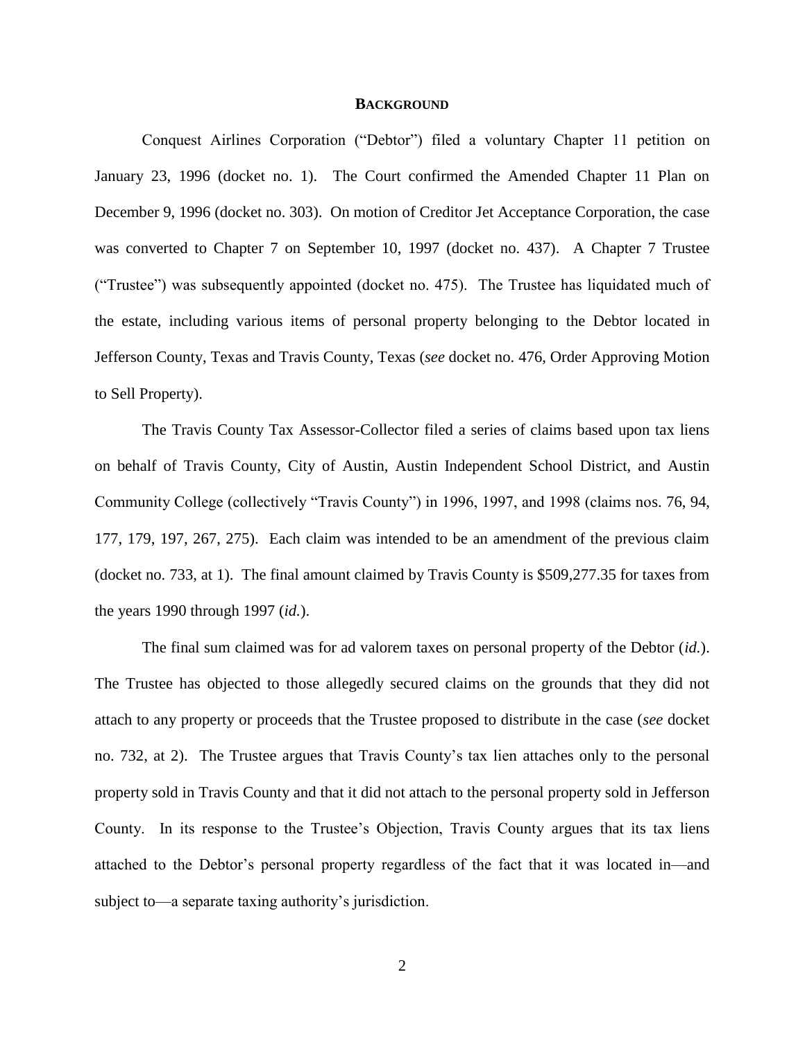## BACKGROUND

Conquest Airlines Corporation ("Debtor") filed a voluntary Chapter 11 petition on January 23, 1996 (docket no. 1). The Court confirmed the Amended Chapter 11 Plan on December 9, 1996 (docket no. 303). On motion of Creditor Jet Acceptance Corporation, the case was converted to Chapter 7 on September 10, 1997 (docket no. 437). A Chapter 7 Trustee ("Trustee") was subsequently appointed (docket no. 475). The Trustee has liquidated much of the estate, including various items of personal property belonging to the Debtor located in Jefferson County, Texas and Travis County, Texas (*see* docket no. 476, Order Approving Motion to Sell Property).

The Travis County Tax Assessor-Collector filed a series of claims based upon tax liens on behalf of Travis County, City of Austin, Austin Independent School District, and Austin Community College (collectively "Travis County") in 1996, 1997, and 1998 (claims nos. 76, 94, 177, 179, 197, 267, 275). Each claim was intended to be an amendment of the previous claim (docket no. 733, at 1). The final amount claimed by Travis County is $509,277.35 for taxes from the years 1990 through 1997 (*id.*).

The final sum claimed was for ad valorem taxes on personal property of the Debtor (*id.*). The Trustee has objected to those allegedly secured claims on the grounds that they did not attach to any property or proceeds that the Trustee proposed to distribute in the case (*see* docket no. 732, at 2). The Trustee argues that Travis County's tax lien attaches only to the personal property sold in Travis County and that it did not attach to the personal property sold in Jefferson County. In its response to the Trustee's Objection, Travis County argues that its tax liens attached to the Debtor's personal property regardless of the fact that it was located in—and subject to—a separate taxing authority's jurisdiction.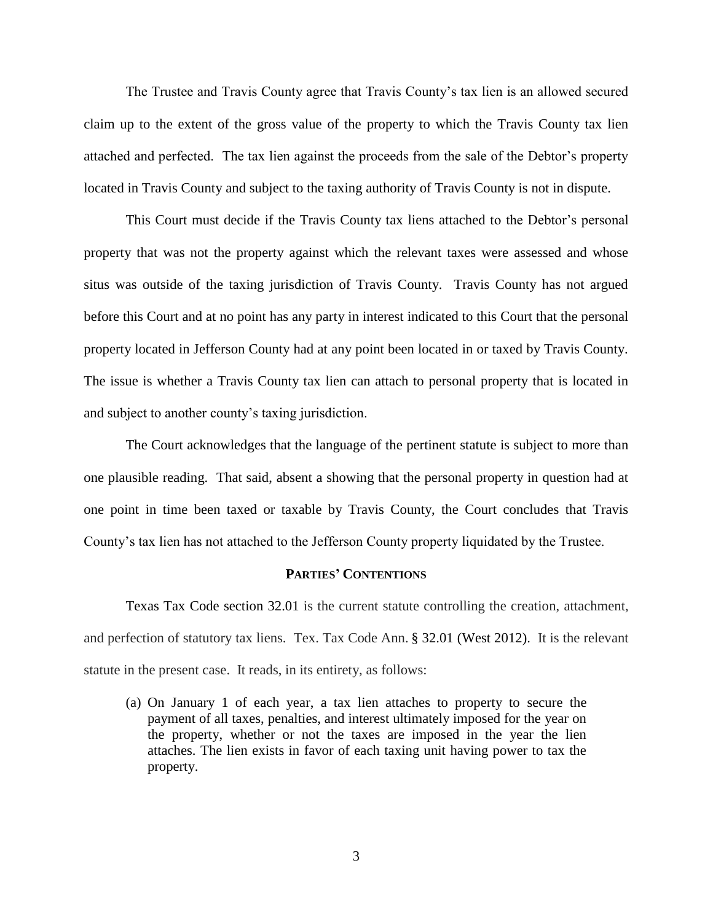The Trustee and Travis County agree that Travis County's tax lien is an allowed secured claim up to the extent of the gross value of the property to which the Travis County tax lien attached and perfected. The tax lien against the proceeds from the sale of the Debtor's property located in Travis County and subject to the taxing authority of Travis County is not in dispute.

This Court must decide if the Travis County tax liens attached to the Debtor's personal property that was not the property against which the relevant taxes were assessed and whose situs was outside of the taxing jurisdiction of Travis County. Travis County has not argued before this Court and at no point has any party in interest indicated to this Court that the personal property located in Jefferson County had at any point been located in or taxed by Travis County. The issue is whether a Travis County tax lien can attach to personal property that is located in and subject to another county's taxing jurisdiction.

The Court acknowledges that the language of the pertinent statute is subject to more than one plausible reading. That said, absent a showing that the personal property in question had at one point in time been taxed or taxable by Travis County, the Court concludes that Travis County's tax lien has not attached to the Jefferson County property liquidated by the Trustee.

### PARTIES' CONTENTIONS

Texas Tax Code section 32.01 is the current statute controlling the creation, attachment, and perfection of statutory tax liens. Tex. Tax Code Ann. § 32.01 (West 2012). It is the relevant statute in the present case. It reads, in its entirety, as follows:

> (a) On January 1 of each year, a tax lien attaches to property to secure the payment of all taxes, penalties, and interest ultimately imposed for the year on the property, whether or not the taxes are imposed in the year the lien attaches. The lien exists in favor of each taxing unit having power to tax the property.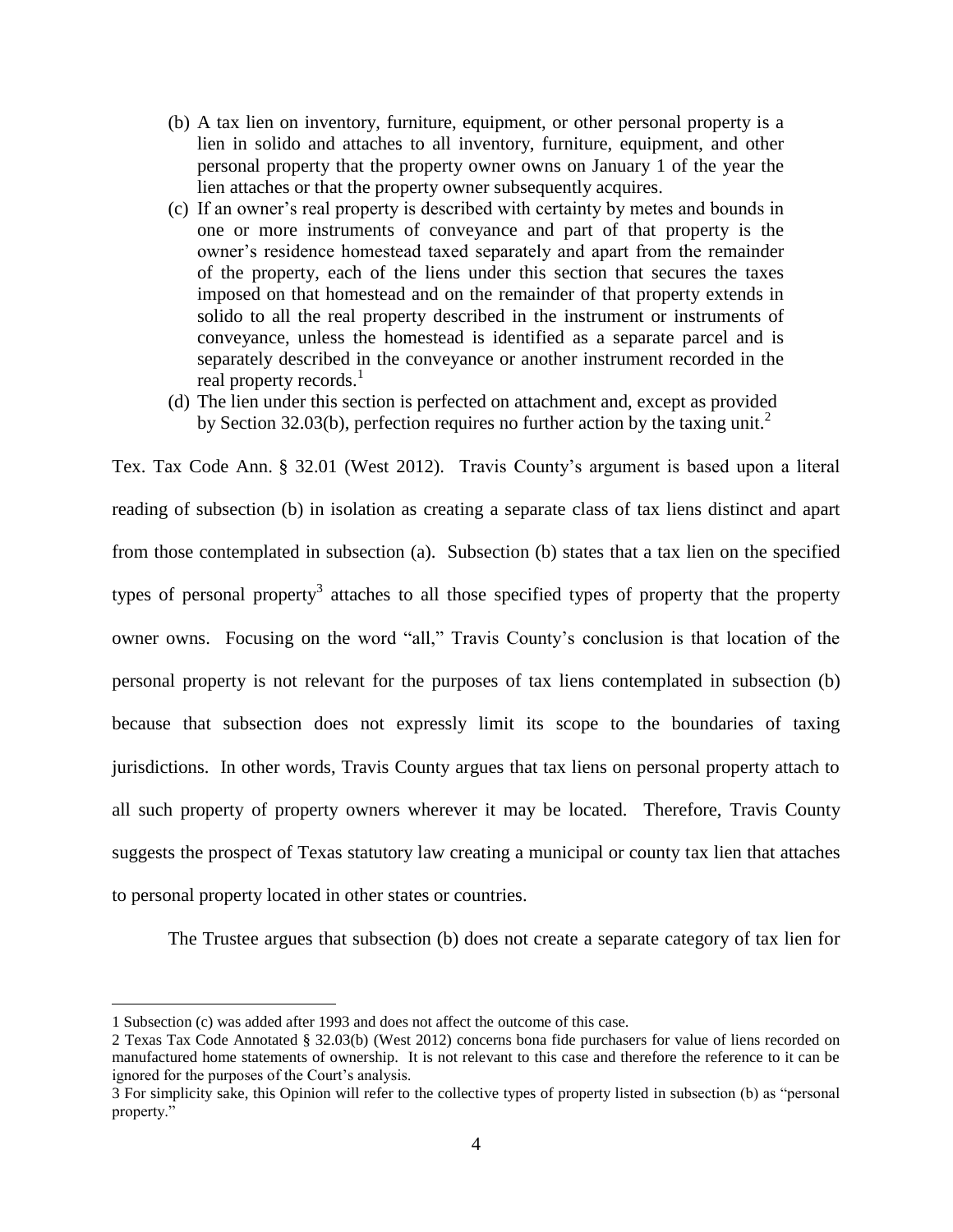(b) A tax lien on inventory, furniture, equipment, or other personal property is a lien in solido and attaches to all inventory, furniture, equipment, and other personal property that the property owner owns on January 1 of the year the lien attaches or that the property owner subsequently acquires.

(c) If an owner's real property is described with certainty by metes and bounds in one or more instruments of conveyance and part of that property is the owner's residence homestead taxed separately and apart from the remainder of the property, each of the liens under this section that secures the taxes imposed on that homestead and on the remainder of that property extends in solido to all the real property described in the instrument or instruments of conveyance, unless the homestead is identified as a separate parcel and is separately described in the conveyance or another instrument recorded in the real property records.[1]

(d) The lien under this section is perfected on attachment and, except as provided by Section 32.03(b), perfection requires no further action by the taxing unit.[2]

Tex. Tax Code Ann. § 32.01 (West 2012). Travis County's argument is based upon a literal reading of subsection (b) in isolation as creating a separate class of tax liens distinct and apart from those contemplated in subsection (a). Subsection (b) states that a tax lien on the specified types of personal property[3] attaches to all those specified types of property that the property owner owns. Focusing on the word "all," Travis County's conclusion is that location of the personal property is not relevant for the purposes of tax liens contemplated in subsection (b) because that subsection does not expressly limit its scope to the boundaries of taxing jurisdictions. In other words, Travis County argues that tax liens on personal property attach to all such property of property owners wherever it may be located. Therefore, Travis County suggests the prospect of Texas statutory law creating a municipal or county tax lien that attaches to personal property located in other states or countries.

The Trustee argues that subsection (b) does not create a separate category of tax lien for

---

1 Subsection (c) was added after 1993 and does not affect the outcome of this case.

2 Texas Tax Code Annotated § 32.03(b) (West 2012) concerns bona fide purchasers for value of liens recorded on manufactured home statements of ownership. It is not relevant to this case and therefore the reference to it can be ignored for the purposes of the Court's analysis.

3 For simplicity sake, this Opinion will refer to the collective types of property listed in subsection (b) as "personal property."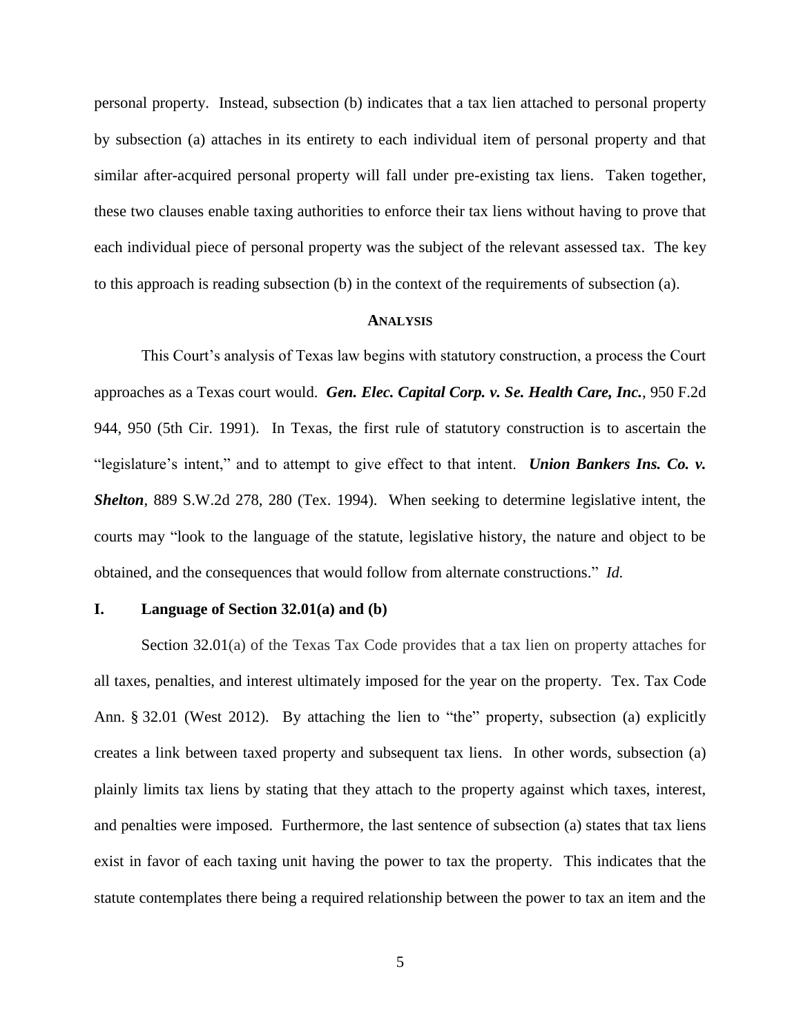personal property. Instead, subsection (b) indicates that a tax lien attached to personal property by subsection (a) attaches in its entirety to each individual item of personal property and that similar after-acquired personal property will fall under pre-existing tax liens. Taken together, these two clauses enable taxing authorities to enforce their tax liens without having to prove that each individual piece of personal property was the subject of the relevant assessed tax. The key to this approach is reading subsection (b) in the context of the requirements of subsection (a).

## ANALYSIS

This Court's analysis of Texas law begins with statutory construction, a process the Court approaches as a Texas court would. ***Gen. Elec. Capital Corp. v. Se. Health Care, Inc.***, 950 F.2d 944, 950 (5th Cir. 1991). In Texas, the first rule of statutory construction is to ascertain the "legislature's intent," and to attempt to give effect to that intent. ***Union Bankers Ins. Co. v. Shelton***, 889 S.W.2d 278, 280 (Tex. 1994). When seeking to determine legislative intent, the courts may "look to the language of the statute, legislative history, the nature and object to be obtained, and the consequences that would follow from alternate constructions." *Id.*

### I. Language of Section 32.01(a) and (b)

Section 32.01(a) of the Texas Tax Code provides that a tax lien on property attaches for all taxes, penalties, and interest ultimately imposed for the year on the property. Tex. Tax Code Ann. § 32.01 (West 2012). By attaching the lien to "the" property, subsection (a) explicitly creates a link between taxed property and subsequent tax liens. In other words, subsection (a) plainly limits tax liens by stating that they attach to the property against which taxes, interest, and penalties were imposed. Furthermore, the last sentence of subsection (a) states that tax liens exist in favor of each taxing unit having the power to tax the property. This indicates that the statute contemplates there being a required relationship between the power to tax an item and the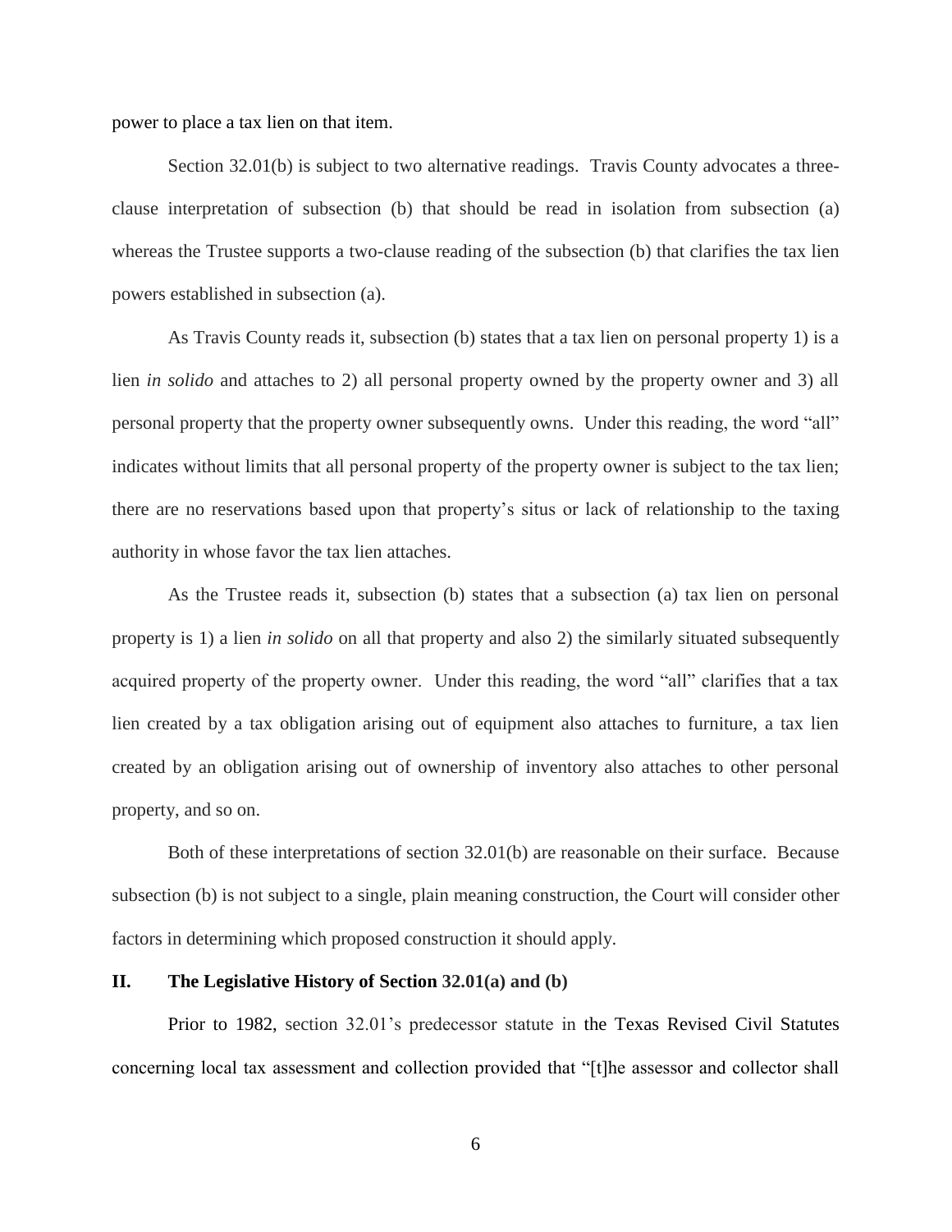power to place a tax lien on that item.

Section 32.01(b) is subject to two alternative readings. Travis County advocates a three-clause interpretation of subsection (b) that should be read in isolation from subsection (a) whereas the Trustee supports a two-clause reading of the subsection (b) that clarifies the tax lien powers established in subsection (a).

As Travis County reads it, subsection (b) states that a tax lien on personal property 1) is a lien *in solido* and attaches to 2) all personal property owned by the property owner and 3) all personal property that the property owner subsequently owns. Under this reading, the word "all" indicates without limits that all personal property of the property owner is subject to the tax lien; there are no reservations based upon that property's situs or lack of relationship to the taxing authority in whose favor the tax lien attaches.

As the Trustee reads it, subsection (b) states that a subsection (a) tax lien on personal property is 1) a lien *in solido* on all that property and also 2) the similarly situated subsequently acquired property of the property owner. Under this reading, the word "all" clarifies that a tax lien created by a tax obligation arising out of equipment also attaches to furniture, a tax lien created by an obligation arising out of ownership of inventory also attaches to other personal property, and so on.

Both of these interpretations of section 32.01(b) are reasonable on their surface. Because subsection (b) is not subject to a single, plain meaning construction, the Court will consider other factors in determining which proposed construction it should apply.

## II. The Legislative History of Section 32.01(a) and (b)

Prior to 1982, section 32.01's predecessor statute in the Texas Revised Civil Statutes concerning local tax assessment and collection provided that "[t]he assessor and collector shall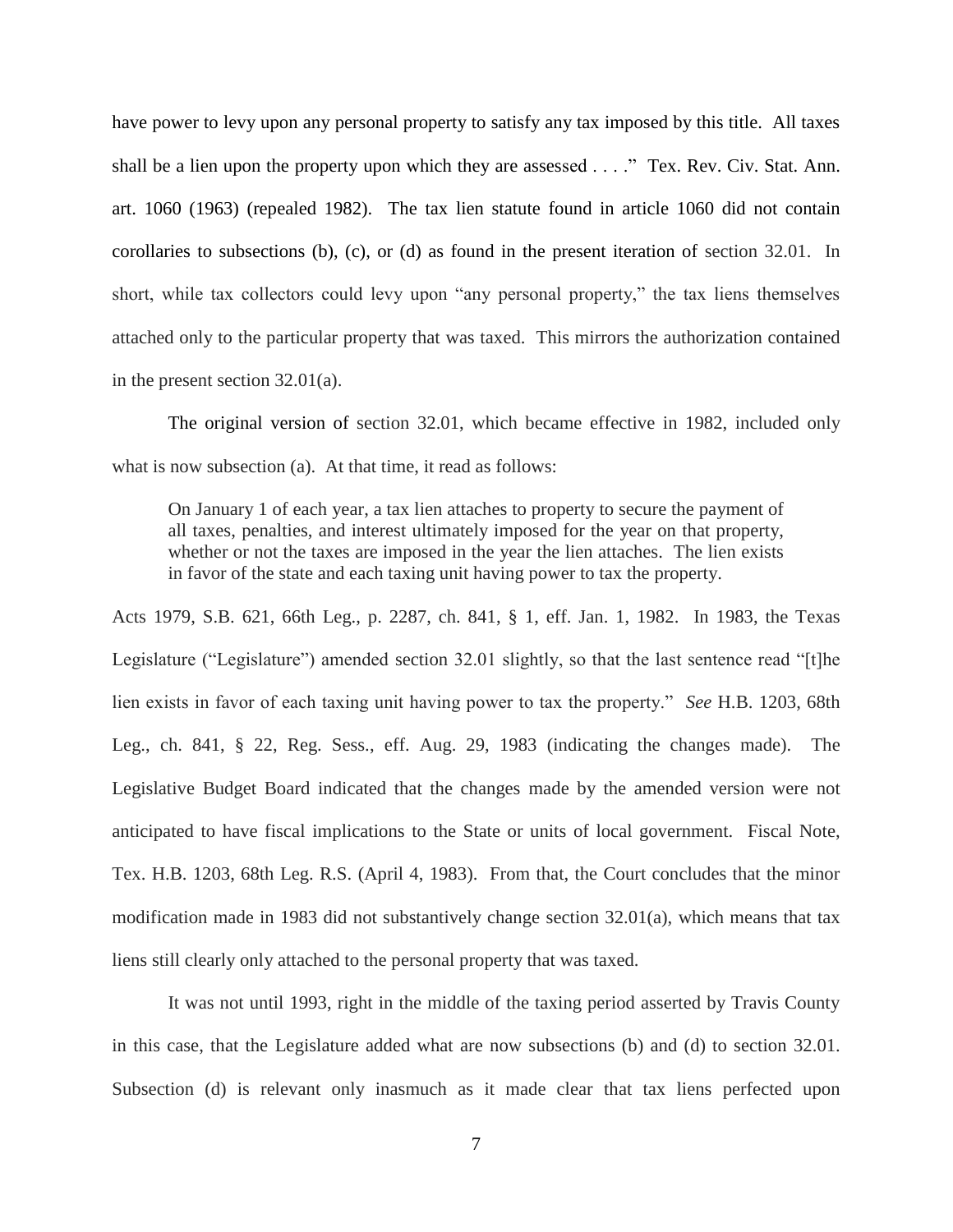have power to levy upon any personal property to satisfy any tax imposed by this title. All taxes shall be a lien upon the property upon which they are assessed . . . ." Tex. Rev. Civ. Stat. Ann. art. 1060 (1963) (repealed 1982). The tax lien statute found in article 1060 did not contain corollaries to subsections (b), (c), or (d) as found in the present iteration of section 32.01. In short, while tax collectors could levy upon "any personal property," the tax liens themselves attached only to the particular property that was taxed. This mirrors the authorization contained in the present section 32.01(a).

The original version of section 32.01, which became effective in 1982, included only what is now subsection (a). At that time, it read as follows:

> On January 1 of each year, a tax lien attaches to property to secure the payment of all taxes, penalties, and interest ultimately imposed for the year on that property, whether or not the taxes are imposed in the year the lien attaches. The lien exists in favor of the state and each taxing unit having power to tax the property.

Acts 1979, S.B. 621, 66th Leg., p. 2287, ch. 841, § 1, eff. Jan. 1, 1982. In 1983, the Texas Legislature ("Legislature") amended section 32.01 slightly, so that the last sentence read "[t]he lien exists in favor of each taxing unit having power to tax the property." *See* H.B. 1203, 68th Leg., ch. 841, § 22, Reg. Sess., eff. Aug. 29, 1983 (indicating the changes made). The Legislative Budget Board indicated that the changes made by the amended version were not anticipated to have fiscal implications to the State or units of local government. Fiscal Note, Tex. H.B. 1203, 68th Leg. R.S. (April 4, 1983). From that, the Court concludes that the minor modification made in 1983 did not substantively change section 32.01(a), which means that tax liens still clearly only attached to the personal property that was taxed.

It was not until 1993, right in the middle of the taxing period asserted by Travis County in this case, that the Legislature added what are now subsections (b) and (d) to section 32.01. Subsection (d) is relevant only inasmuch as it made clear that tax liens perfected upon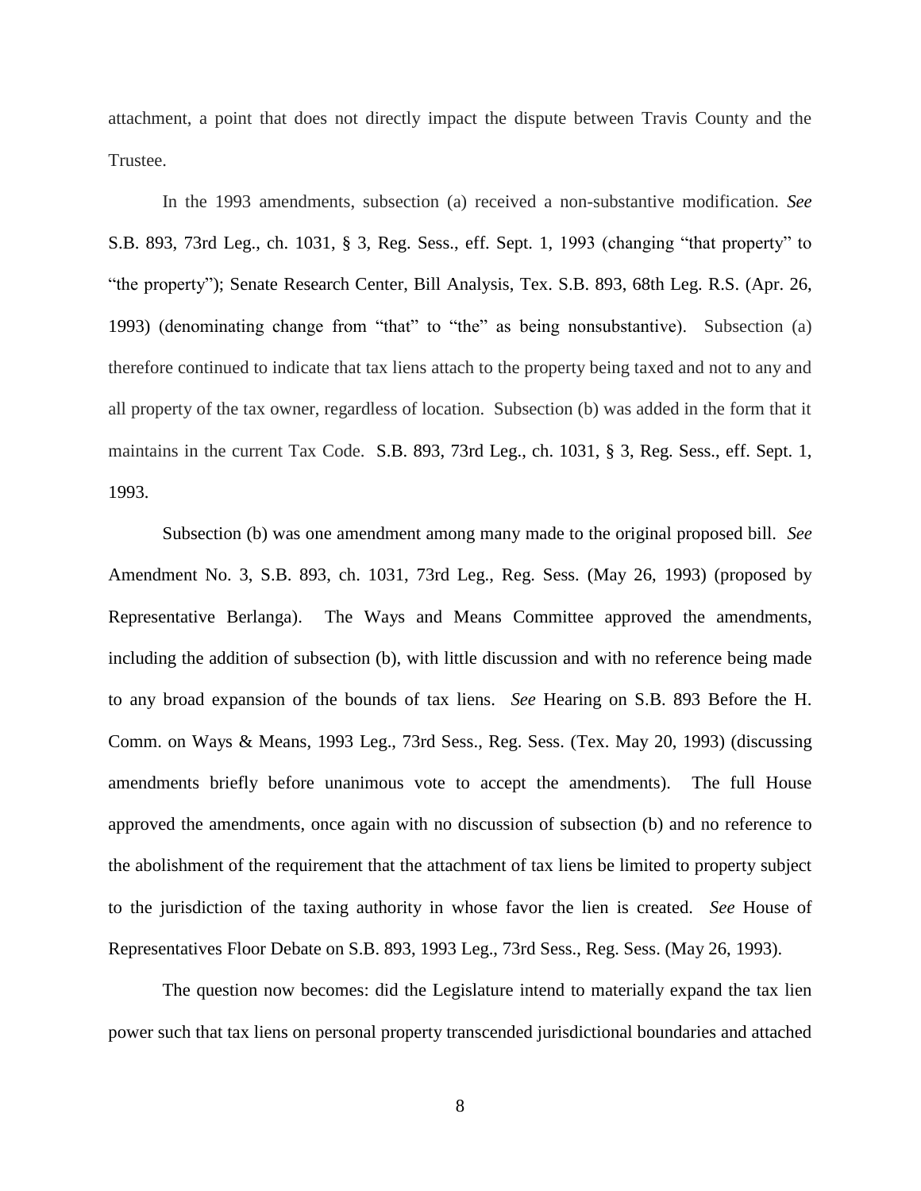attachment, a point that does not directly impact the dispute between Travis County and the Trustee.

In the 1993 amendments, subsection (a) received a non-substantive modification. *See* S.B. 893, 73rd Leg., ch. 1031, § 3, Reg. Sess., eff. Sept. 1, 1993 (changing "that property" to "the property"); Senate Research Center, Bill Analysis, Tex. S.B. 893, 68th Leg. R.S. (Apr. 26, 1993) (denominating change from "that" to "the" as being nonsubstantive). Subsection (a) therefore continued to indicate that tax liens attach to the property being taxed and not to any and all property of the tax owner, regardless of location. Subsection (b) was added in the form that it maintains in the current Tax Code. S.B. 893, 73rd Leg., ch. 1031, § 3, Reg. Sess., eff. Sept. 1, 1993.

Subsection (b) was one amendment among many made to the original proposed bill. *See* Amendment No. 3, S.B. 893, ch. 1031, 73rd Leg., Reg. Sess. (May 26, 1993) (proposed by Representative Berlanga). The Ways and Means Committee approved the amendments, including the addition of subsection (b), with little discussion and with no reference being made to any broad expansion of the bounds of tax liens. *See* Hearing on S.B. 893 Before the H. Comm. on Ways & Means, 1993 Leg., 73rd Sess., Reg. Sess. (Tex. May 20, 1993) (discussing amendments briefly before unanimous vote to accept the amendments). The full House approved the amendments, once again with no discussion of subsection (b) and no reference to the abolishment of the requirement that the attachment of tax liens be limited to property subject to the jurisdiction of the taxing authority in whose favor the lien is created. *See* House of Representatives Floor Debate on S.B. 893, 1993 Leg., 73rd Sess., Reg. Sess. (May 26, 1993).

The question now becomes: did the Legislature intend to materially expand the tax lien power such that tax liens on personal property transcended jurisdictional boundaries and attached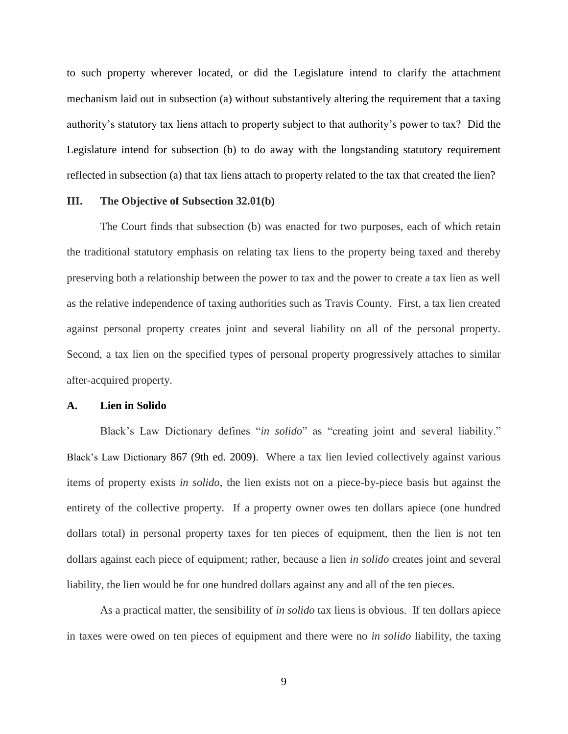to such property wherever located, or did the Legislature intend to clarify the attachment mechanism laid out in subsection (a) without substantively altering the requirement that a taxing authority's statutory tax liens attach to property subject to that authority's power to tax? Did the Legislature intend for subsection (b) to do away with the longstanding statutory requirement reflected in subsection (a) that tax liens attach to property related to the tax that created the lien?

## III. The Objective of Subsection 32.01(b)

The Court finds that subsection (b) was enacted for two purposes, each of which retain the traditional statutory emphasis on relating tax liens to the property being taxed and thereby preserving both a relationship between the power to tax and the power to create a tax lien as well as the relative independence of taxing authorities such as Travis County. First, a tax lien created against personal property creates joint and several liability on all of the personal property. Second, a tax lien on the specified types of personal property progressively attaches to similar after-acquired property.

### A. Lien in Solido

Black's Law Dictionary defines "*in solido*" as "creating joint and several liability." Black's Law Dictionary 867 (9th ed. 2009). Where a tax lien levied collectively against various items of property exists *in solido*, the lien exists not on a piece-by-piece basis but against the entirety of the collective property. If a property owner owes ten dollars apiece (one hundred dollars total) in personal property taxes for ten pieces of equipment, then the lien is not ten dollars against each piece of equipment; rather, because a lien *in solido* creates joint and several liability, the lien would be for one hundred dollars against any and all of the ten pieces.

As a practical matter, the sensibility of *in solido* tax liens is obvious. If ten dollars apiece in taxes were owed on ten pieces of equipment and there were no *in solido* liability, the taxing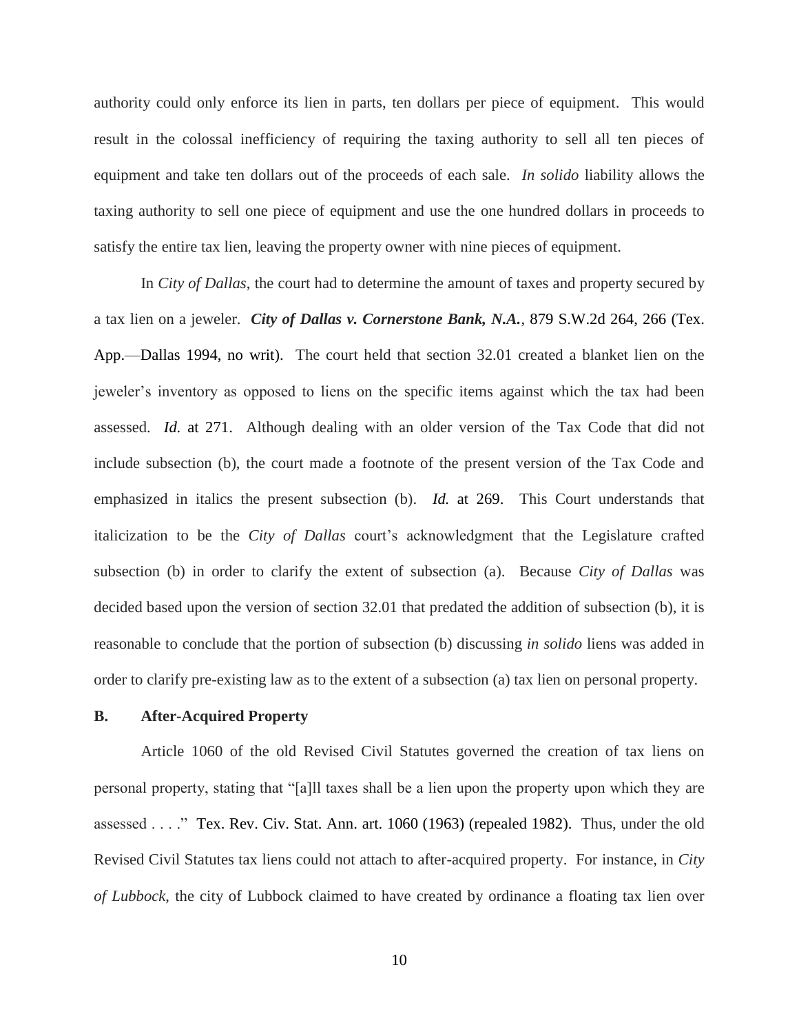authority could only enforce its lien in parts, ten dollars per piece of equipment. This would result in the colossal inefficiency of requiring the taxing authority to sell all ten pieces of equipment and take ten dollars out of the proceeds of each sale. *In solido* liability allows the taxing authority to sell one piece of equipment and use the one hundred dollars in proceeds to satisfy the entire tax lien, leaving the property owner with nine pieces of equipment.

In *City of Dallas*, the court had to determine the amount of taxes and property secured by a tax lien on a jeweler. ***City of Dallas v. Cornerstone Bank, N.A.***, 879 S.W.2d 264, 266 (Tex. App.—Dallas 1994, no writ). The court held that section 32.01 created a blanket lien on the jeweler's inventory as opposed to liens on the specific items against which the tax had been assessed. *Id.* at 271. Although dealing with an older version of the Tax Code that did not include subsection (b), the court made a footnote of the present version of the Tax Code and emphasized in italics the present subsection (b). *Id.* at 269. This Court understands that italicization to be the *City of Dallas* court's acknowledgment that the Legislature crafted subsection (b) in order to clarify the extent of subsection (a). Because *City of Dallas* was decided based upon the version of section 32.01 that predated the addition of subsection (b), it is reasonable to conclude that the portion of subsection (b) discussing *in solido* liens was added in order to clarify pre-existing law as to the extent of a subsection (a) tax lien on personal property.

**B. After-Acquired Property**

Article 1060 of the old Revised Civil Statutes governed the creation of tax liens on personal property, stating that "[a]ll taxes shall be a lien upon the property upon which they are assessed . . . ." Tex. Rev. Civ. Stat. Ann. art. 1060 (1963) (repealed 1982). Thus, under the old Revised Civil Statutes tax liens could not attach to after-acquired property. For instance, in *City of Lubbock*, the city of Lubbock claimed to have created by ordinance a floating tax lien over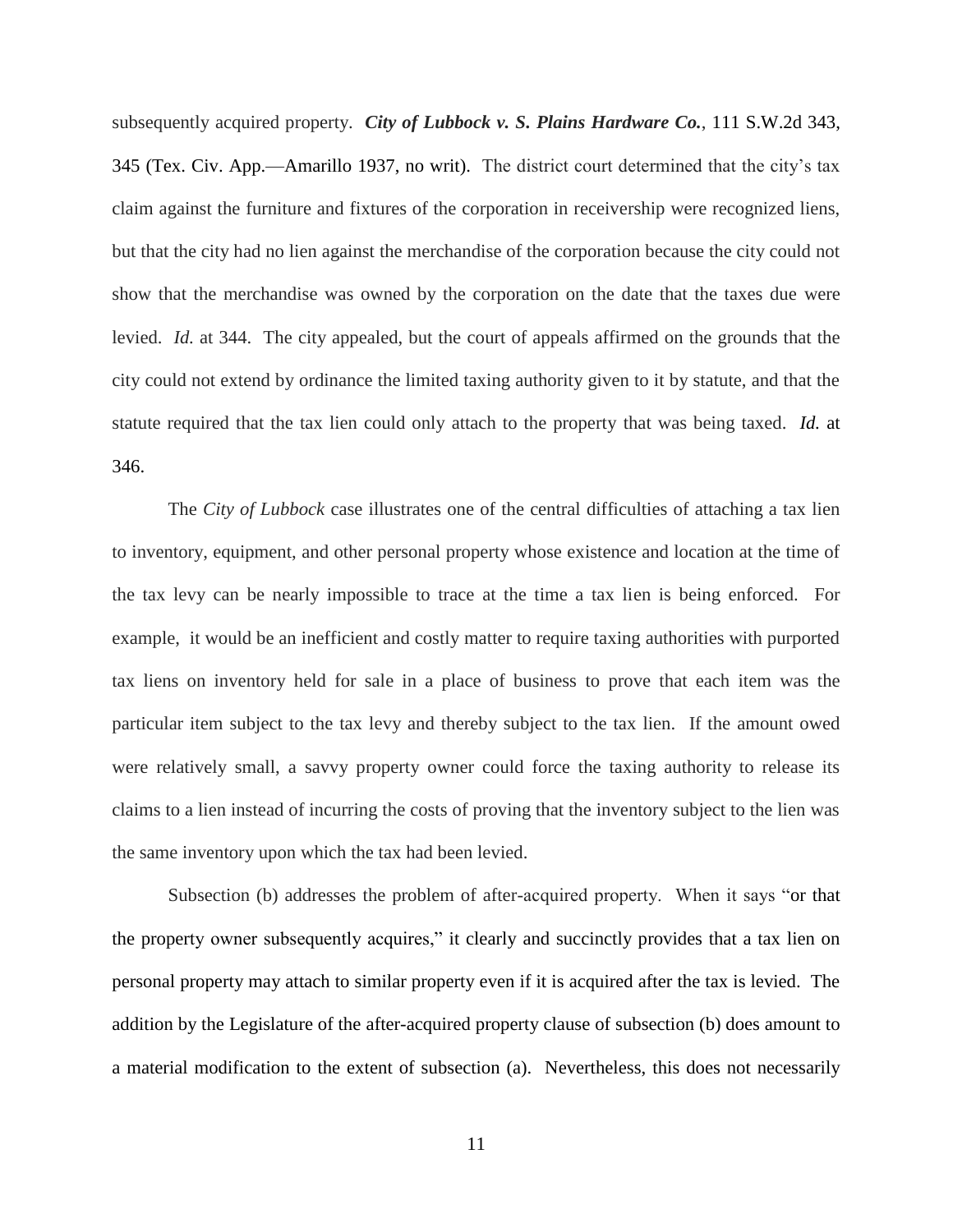subsequently acquired property. ***City of Lubbock v. S. Plains Hardware Co.***, 111 S.W.2d 343, 345 (Tex. Civ. App.—Amarillo 1937, no writ). The district court determined that the city's tax claim against the furniture and fixtures of the corporation in receivership were recognized liens, but that the city had no lien against the merchandise of the corporation because the city could not show that the merchandise was owned by the corporation on the date that the taxes due were levied. *Id.* at 344. The city appealed, but the court of appeals affirmed on the grounds that the city could not extend by ordinance the limited taxing authority given to it by statute, and that the statute required that the tax lien could only attach to the property that was being taxed. *Id.* at 346.

The *City of Lubbock* case illustrates one of the central difficulties of attaching a tax lien to inventory, equipment, and other personal property whose existence and location at the time of the tax levy can be nearly impossible to trace at the time a tax lien is being enforced. For example, it would be an inefficient and costly matter to require taxing authorities with purported tax liens on inventory held for sale in a place of business to prove that each item was the particular item subject to the tax levy and thereby subject to the tax lien. If the amount owed were relatively small, a savvy property owner could force the taxing authority to release its claims to a lien instead of incurring the costs of proving that the inventory subject to the lien was the same inventory upon which the tax had been levied.

Subsection (b) addresses the problem of after-acquired property. When it says "or that the property owner subsequently acquires," it clearly and succinctly provides that a tax lien on personal property may attach to similar property even if it is acquired after the tax is levied. The addition by the Legislature of the after-acquired property clause of subsection (b) does amount to a material modification to the extent of subsection (a). Nevertheless, this does not necessarily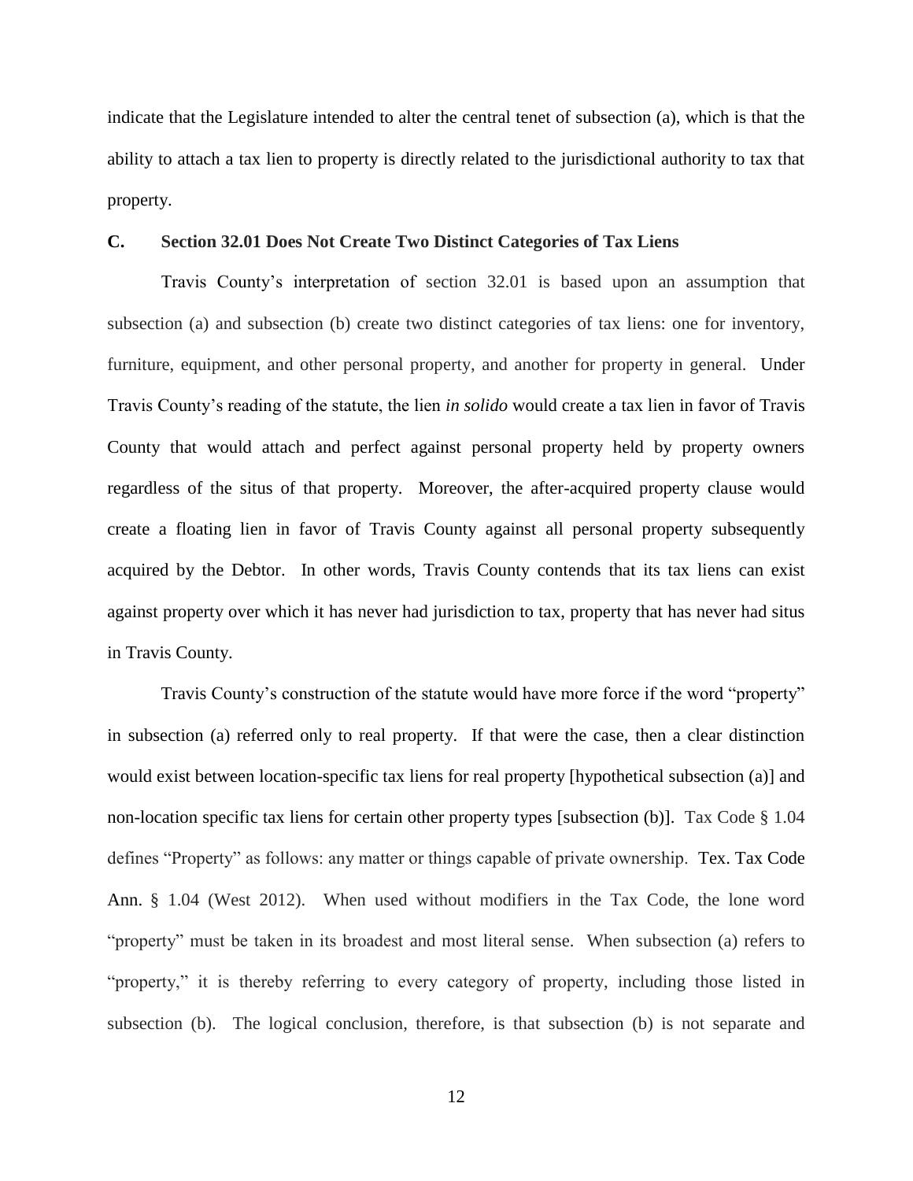indicate that the Legislature intended to alter the central tenet of subsection (a), which is that the ability to attach a tax lien to property is directly related to the jurisdictional authority to tax that property.

### C. Section 32.01 Does Not Create Two Distinct Categories of Tax Liens

Travis County's interpretation of section 32.01 is based upon an assumption that subsection (a) and subsection (b) create two distinct categories of tax liens: one for inventory, furniture, equipment, and other personal property, and another for property in general. Under Travis County's reading of the statute, the lien *in solido* would create a tax lien in favor of Travis County that would attach and perfect against personal property held by property owners regardless of the situs of that property. Moreover, the after-acquired property clause would create a floating lien in favor of Travis County against all personal property subsequently acquired by the Debtor. In other words, Travis County contends that its tax liens can exist against property over which it has never had jurisdiction to tax, property that has never had situs in Travis County.

Travis County's construction of the statute would have more force if the word "property" in subsection (a) referred only to real property. If that were the case, then a clear distinction would exist between location-specific tax liens for real property [hypothetical subsection (a)] and non-location specific tax liens for certain other property types [subsection (b)]. Tax Code § 1.04 defines "Property" as follows: any matter or things capable of private ownership. Tex. Tax Code Ann. § 1.04 (West 2012). When used without modifiers in the Tax Code, the lone word "property" must be taken in its broadest and most literal sense. When subsection (a) refers to "property," it is thereby referring to every category of property, including those listed in subsection (b). The logical conclusion, therefore, is that subsection (b) is not separate and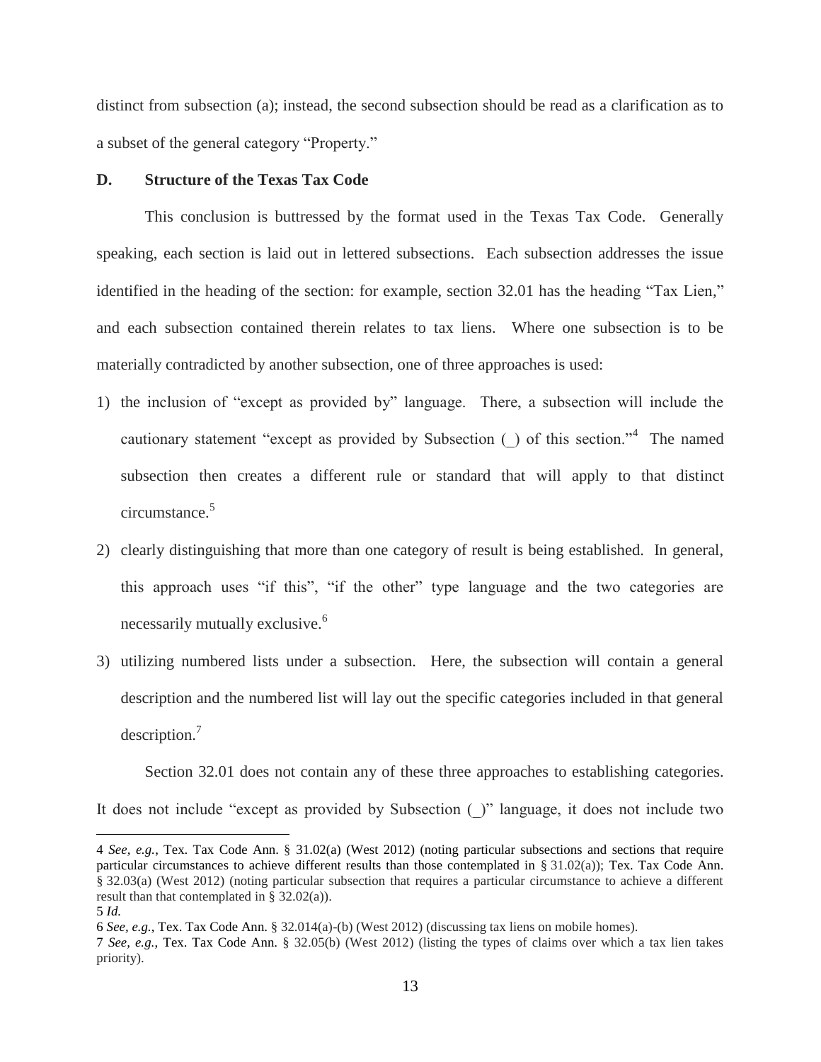distinct from subsection (a); instead, the second subsection should be read as a clarification as to a subset of the general category "Property."

## D. Structure of the Texas Tax Code

This conclusion is buttressed by the format used in the Texas Tax Code. Generally speaking, each section is laid out in lettered subsections. Each subsection addresses the issue identified in the heading of the section: for example, section 32.01 has the heading "Tax Lien," and each subsection contained therein relates to tax liens. Where one subsection is to be materially contradicted by another subsection, one of three approaches is used:

1) the inclusion of "except as provided by" language. There, a subsection will include the cautionary statement "except as provided by Subsection (_) of this section."[4] The named subsection then creates a different rule or standard that will apply to that distinct circumstance.[5]

2) clearly distinguishing that more than one category of result is being established. In general, this approach uses "if this", "if the other" type language and the two categories are necessarily mutually exclusive.[6]

3) utilizing numbered lists under a subsection. Here, the subsection will contain a general description and the numbered list will lay out the specific categories included in that general description.[7]

Section 32.01 does not contain any of these three approaches to establishing categories. It does not include "except as provided by Subsection (_)" language, it does not include two

---

4 *See, e.g.*, Tex. Tax Code Ann. § 31.02(a) (West 2012) (noting particular subsections and sections that require particular circumstances to achieve different results than those contemplated in § 31.02(a)); Tex. Tax Code Ann. § 32.03(a) (West 2012) (noting particular subsection that requires a particular circumstance to achieve a different result than that contemplated in § 32.02(a)).

5 *Id.*

6 *See, e.g.*, Tex. Tax Code Ann. § 32.014(a)-(b) (West 2012) (discussing tax liens on mobile homes).

7 *See, e.g.*, Tex. Tax Code Ann. § 32.05(b) (West 2012) (listing the types of claims over which a tax lien takes priority).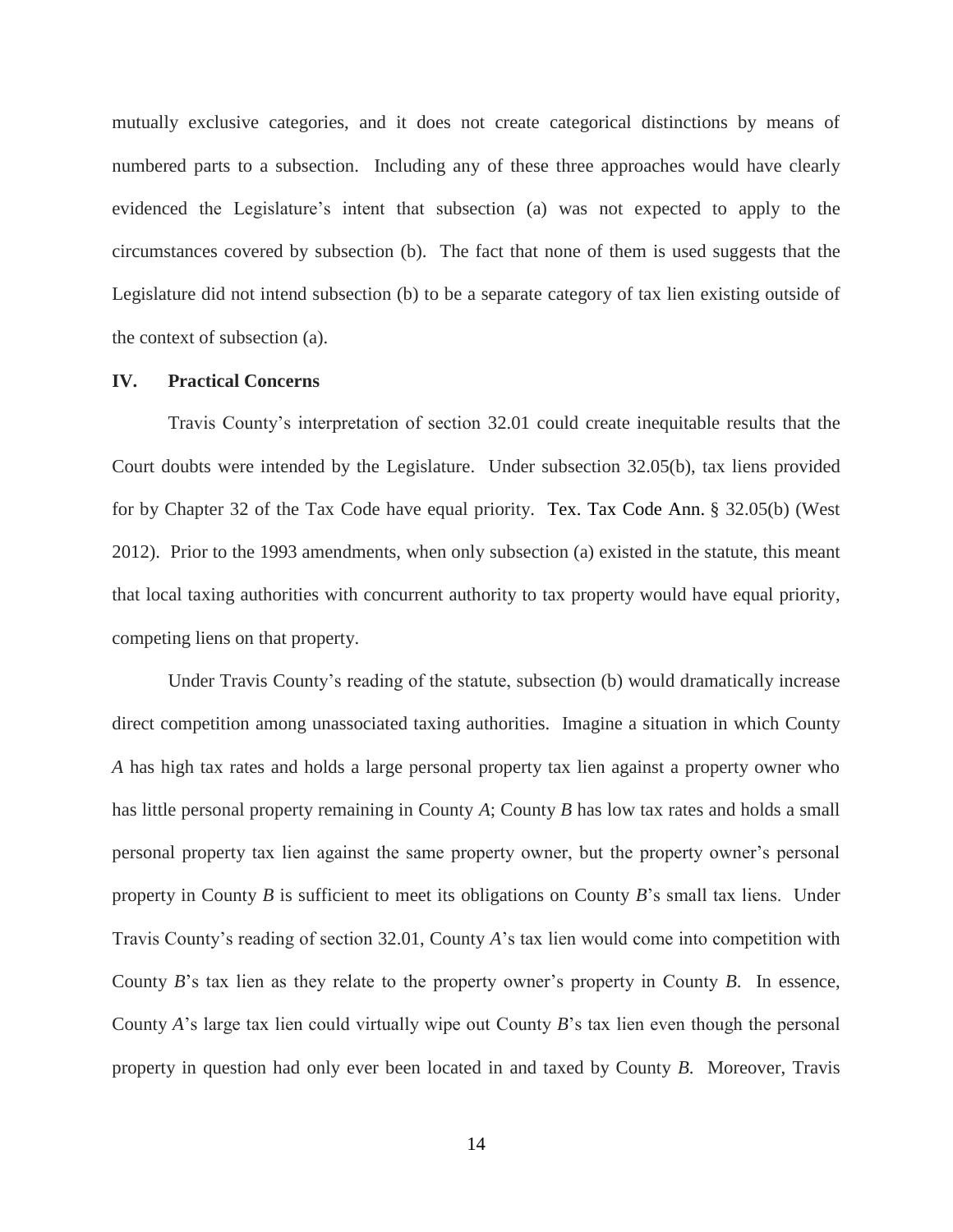mutually exclusive categories, and it does not create categorical distinctions by means of numbered parts to a subsection. Including any of these three approaches would have clearly evidenced the Legislature's intent that subsection (a) was not expected to apply to the circumstances covered by subsection (b). The fact that none of them is used suggests that the Legislature did not intend subsection (b) to be a separate category of tax lien existing outside of the context of subsection (a).

## IV. Practical Concerns

Travis County's interpretation of section 32.01 could create inequitable results that the Court doubts were intended by the Legislature. Under subsection 32.05(b), tax liens provided for by Chapter 32 of the Tax Code have equal priority. Tex. Tax Code Ann. § 32.05(b) (West 2012). Prior to the 1993 amendments, when only subsection (a) existed in the statute, this meant that local taxing authorities with concurrent authority to tax property would have equal priority, competing liens on that property.

Under Travis County's reading of the statute, subsection (b) would dramatically increase direct competition among unassociated taxing authorities. Imagine a situation in which County *A* has high tax rates and holds a large personal property tax lien against a property owner who has little personal property remaining in County *A*; County *B* has low tax rates and holds a small personal property tax lien against the same property owner, but the property owner's personal property in County *B* is sufficient to meet its obligations on County *B*'s small tax liens. Under Travis County's reading of section 32.01, County *A*'s tax lien would come into competition with County *B*'s tax lien as they relate to the property owner's property in County *B.* In essence, County *A*'s large tax lien could virtually wipe out County *B*'s tax lien even though the personal property in question had only ever been located in and taxed by County *B.* Moreover, Travis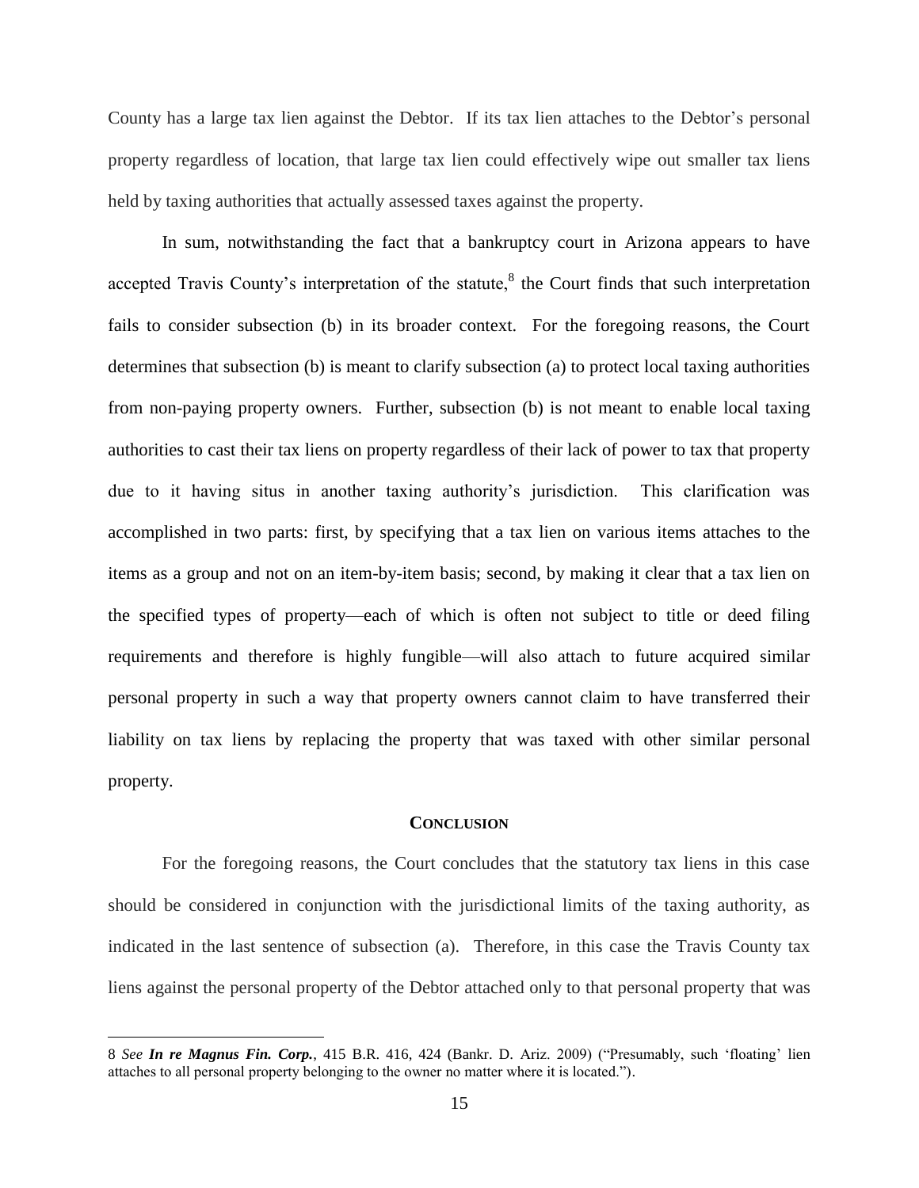County has a large tax lien against the Debtor. If its tax lien attaches to the Debtor's personal property regardless of location, that large tax lien could effectively wipe out smaller tax liens held by taxing authorities that actually assessed taxes against the property.

In sum, notwithstanding the fact that a bankruptcy court in Arizona appears to have accepted Travis County's interpretation of the statute,[8] the Court finds that such interpretation fails to consider subsection (b) in its broader context. For the foregoing reasons, the Court determines that subsection (b) is meant to clarify subsection (a) to protect local taxing authorities from non-paying property owners. Further, subsection (b) is not meant to enable local taxing authorities to cast their tax liens on property regardless of their lack of power to tax that property due to it having situs in another taxing authority's jurisdiction. This clarification was accomplished in two parts: first, by specifying that a tax lien on various items attaches to the items as a group and not on an item-by-item basis; second, by making it clear that a tax lien on the specified types of property—each of which is often not subject to title or deed filing requirements and therefore is highly fungible—will also attach to future acquired similar personal property in such a way that property owners cannot claim to have transferred their liability on tax liens by replacing the property that was taxed with other similar personal property.

## CONCLUSION

For the foregoing reasons, the Court concludes that the statutory tax liens in this case should be considered in conjunction with the jurisdictional limits of the taxing authority, as indicated in the last sentence of subsection (a). Therefore, in this case the Travis County tax liens against the personal property of the Debtor attached only to that personal property that was

---

8 *See* ***In re Magnus Fin. Corp.***, 415 B.R. 416, 424 (Bankr. D. Ariz. 2009) ("Presumably, such 'floating' lien attaches to all personal property belonging to the owner no matter where it is located.").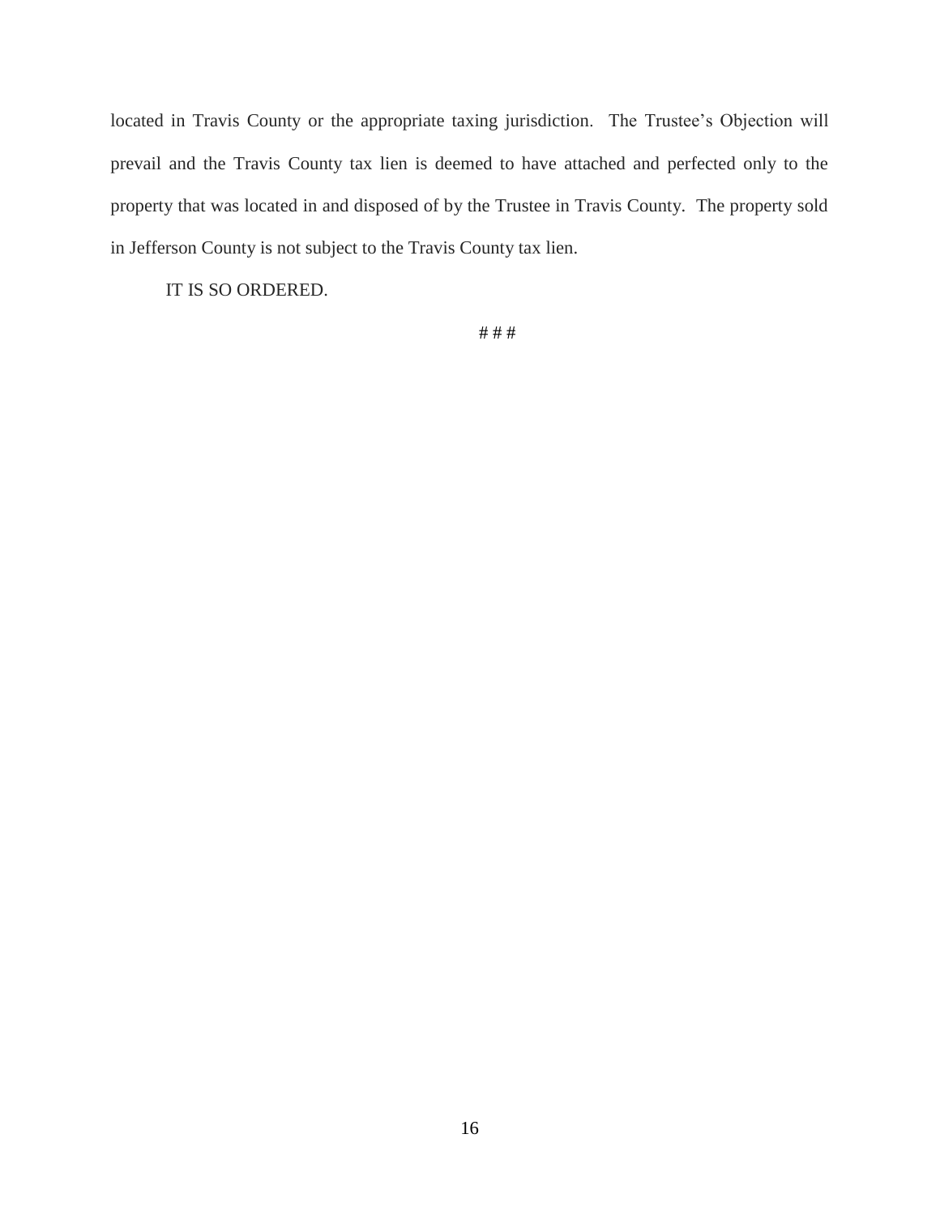located in Travis County or the appropriate taxing jurisdiction. The Trustee's Objection will prevail and the Travis County tax lien is deemed to have attached and perfected only to the property that was located in and disposed of by the Trustee in Travis County. The property sold in Jefferson County is not subject to the Travis County tax lien.

IT IS SO ORDERED.

# # #